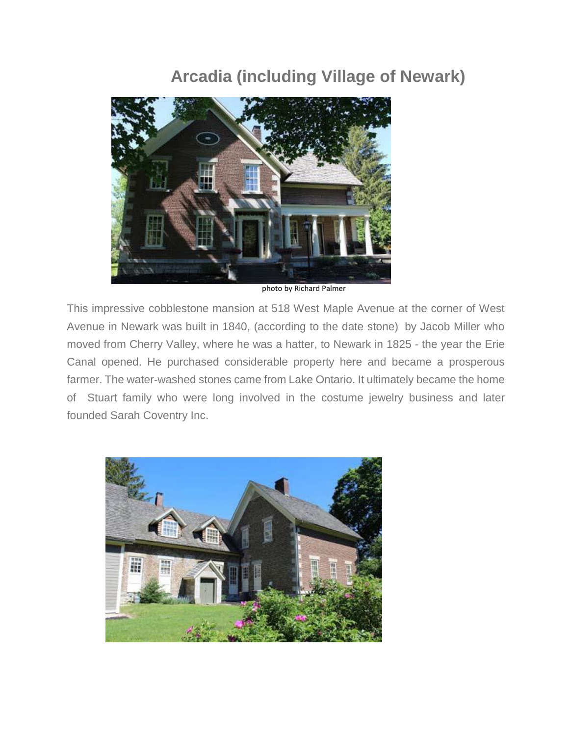# Arcadia (including Village of Newark)

photo by Richard Palmer

This impressive cobblestone mansion at 518 West Maple Avenue at the corner of West Avenue in Newark was built in 1840, (according to the date stone) by Jacob Miller who moved from Cherry Valley, where he was a hatter, to Newark in 1825 - the year the Erie Canal opened. He purchased considerable property here and became a prosperous farmer. The water-washed stones came from Lake Ontario. It ultimately became the home of Stuart family who were long involved in the costume jewelry business and later founded Sarah Coventry Inc.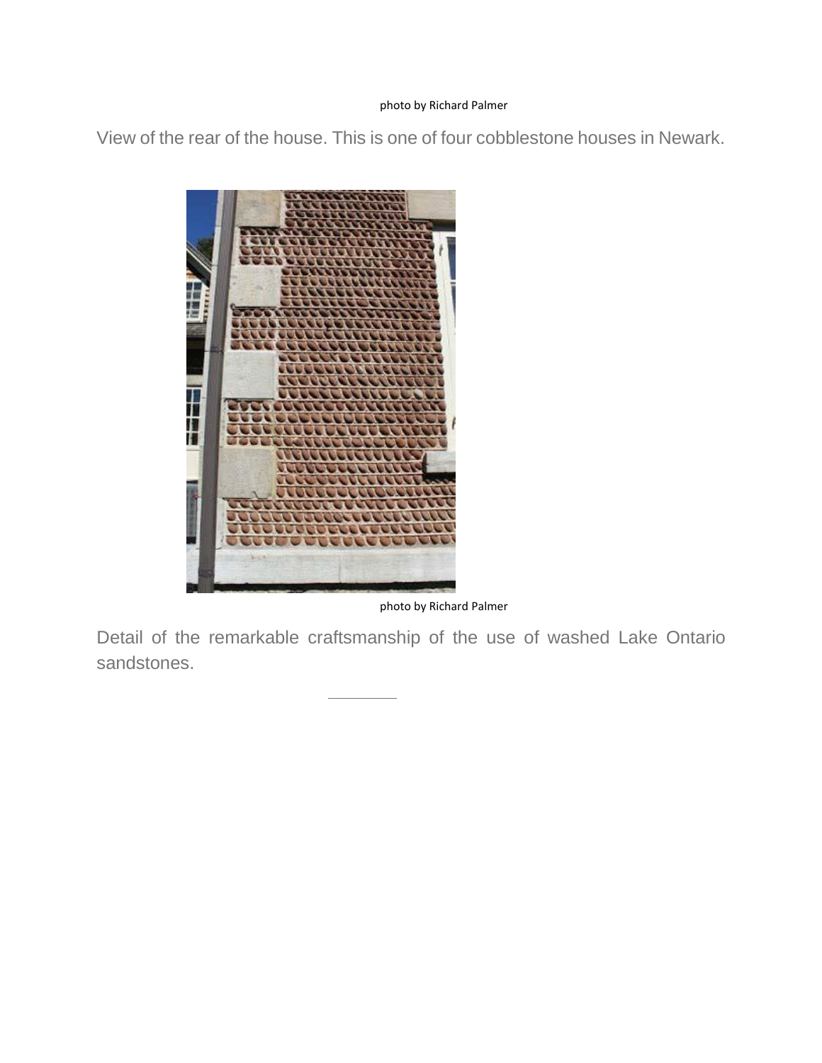photo by Richard Palmer

View of the rear of the house. This is one of four cobblestone houses in Newark.

photo by Richard Palmer

Detail of the remarkable craftsmanship of the use of washed Lake Ontario sandstones.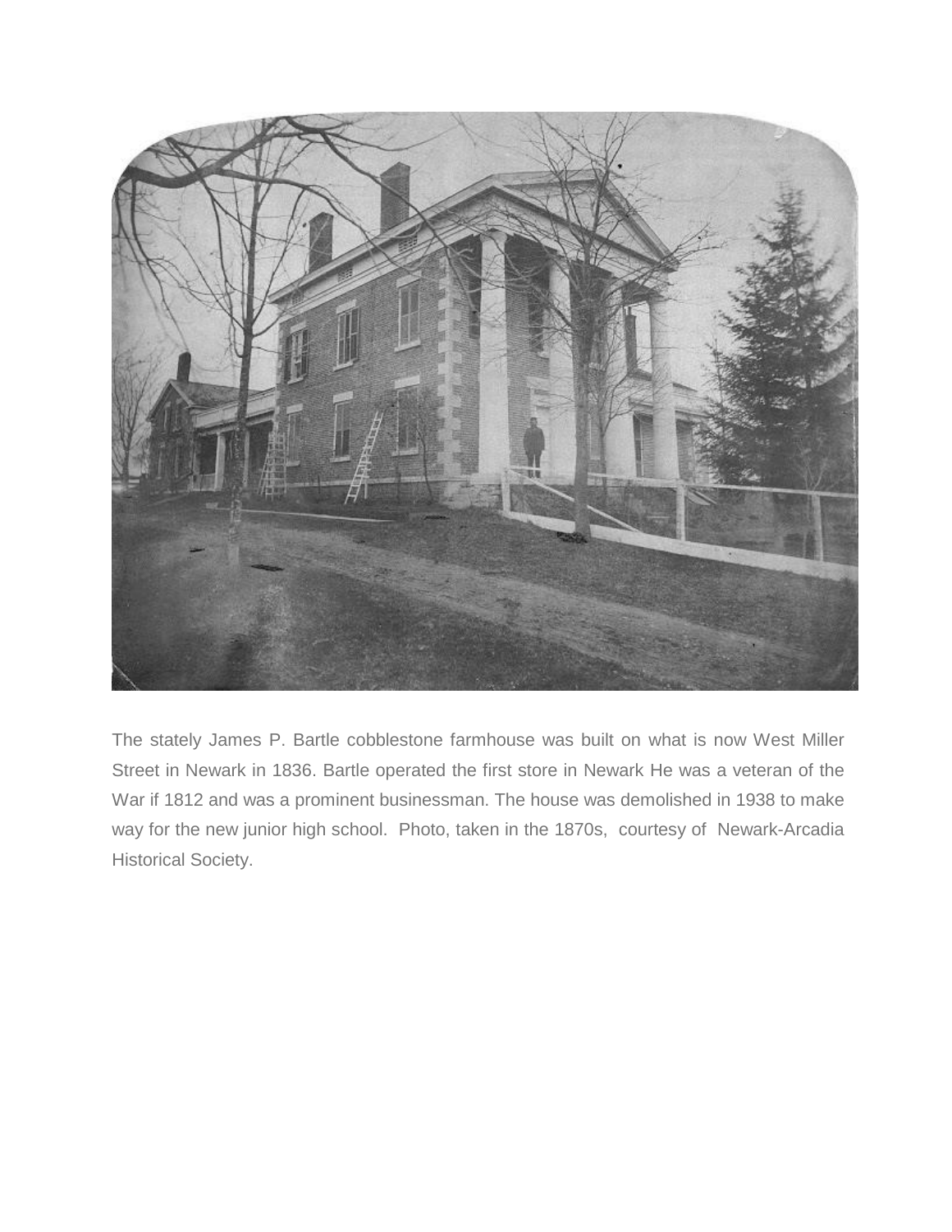The stately James P. Bartle cobblestone farmhouse was built on what is now West Miller Street in Newark in 1836. Bartle operated the first store in Newark He was a veteran of the War if 1812 and was a prominent businessman. The house was demolished in 1938 to make way for the new junior high school. Photo, taken in the 1870s, courtesy of Newark-Arcadia Historical Society.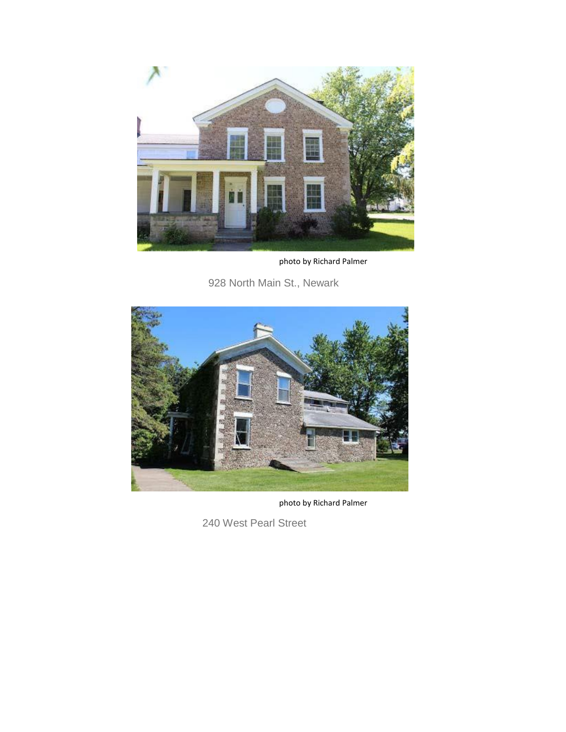photo by Richard Palmer

928 North Main St., Newark

photo by Richard Palmer

240 West Pearl Street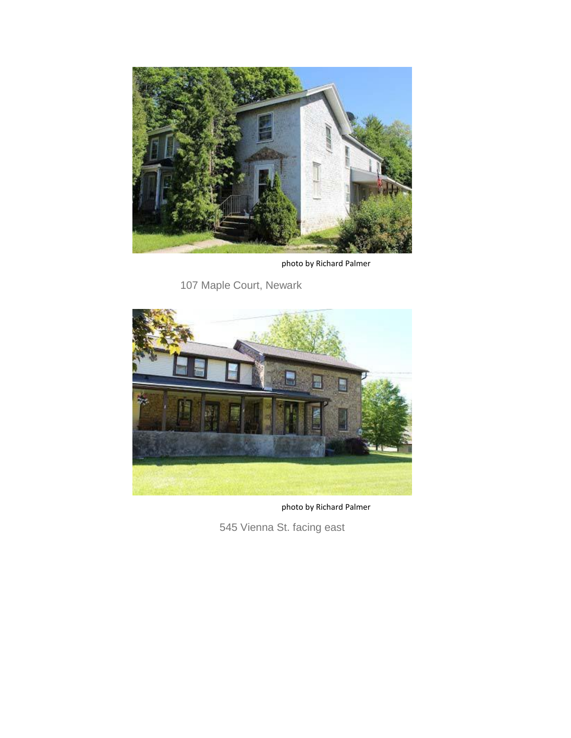photo by Richard Palmer

107 Maple Court, Newark

photo by Richard Palmer

545 Vienna St. facing east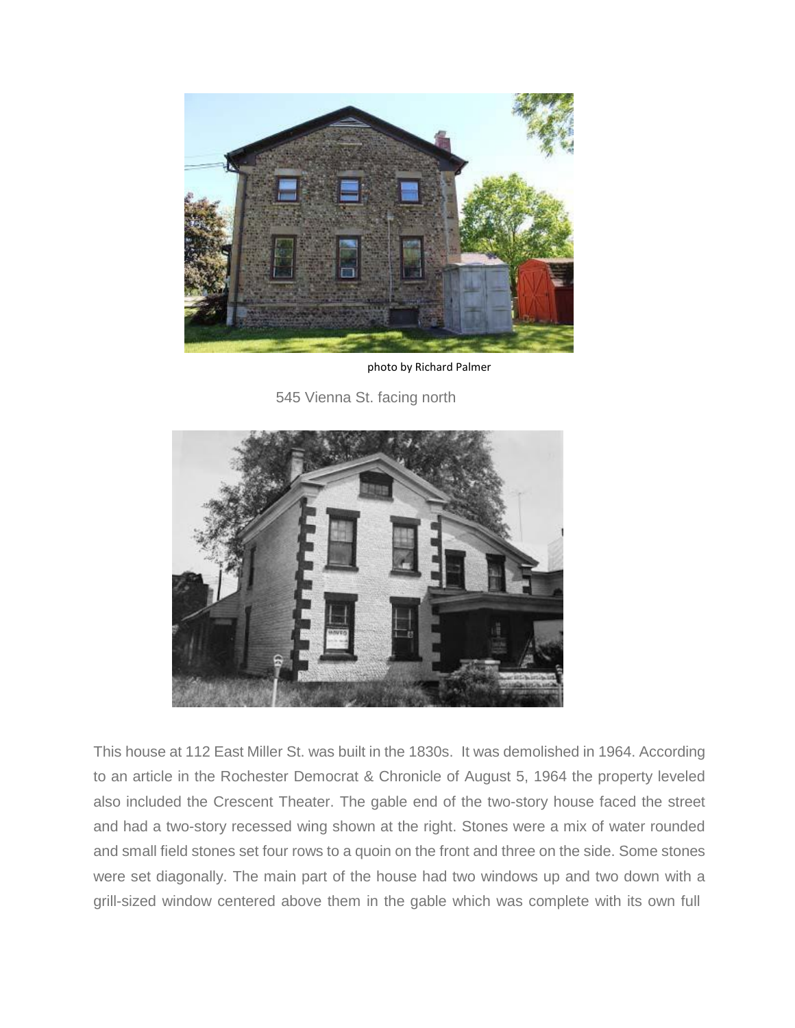photo by Richard Palmer

545 Vienna St. facing north

This house at 112 East Miller St. was built in the 1830s. It was demolished in 1964. According to an article in the Rochester Democrat & Chronicle of August 5, 1964 the property leveled also included the Crescent Theater. The gable end of the two-story house faced the street and had a two-story recessed wing shown at the right. Stones were a mix of water rounded and small field stones set four rows to a quoin on the front and three on the side. Some stones were set diagonally. The main part of the house had two windows up and two down with a grill-sized window centered above them in the gable which was complete with its own full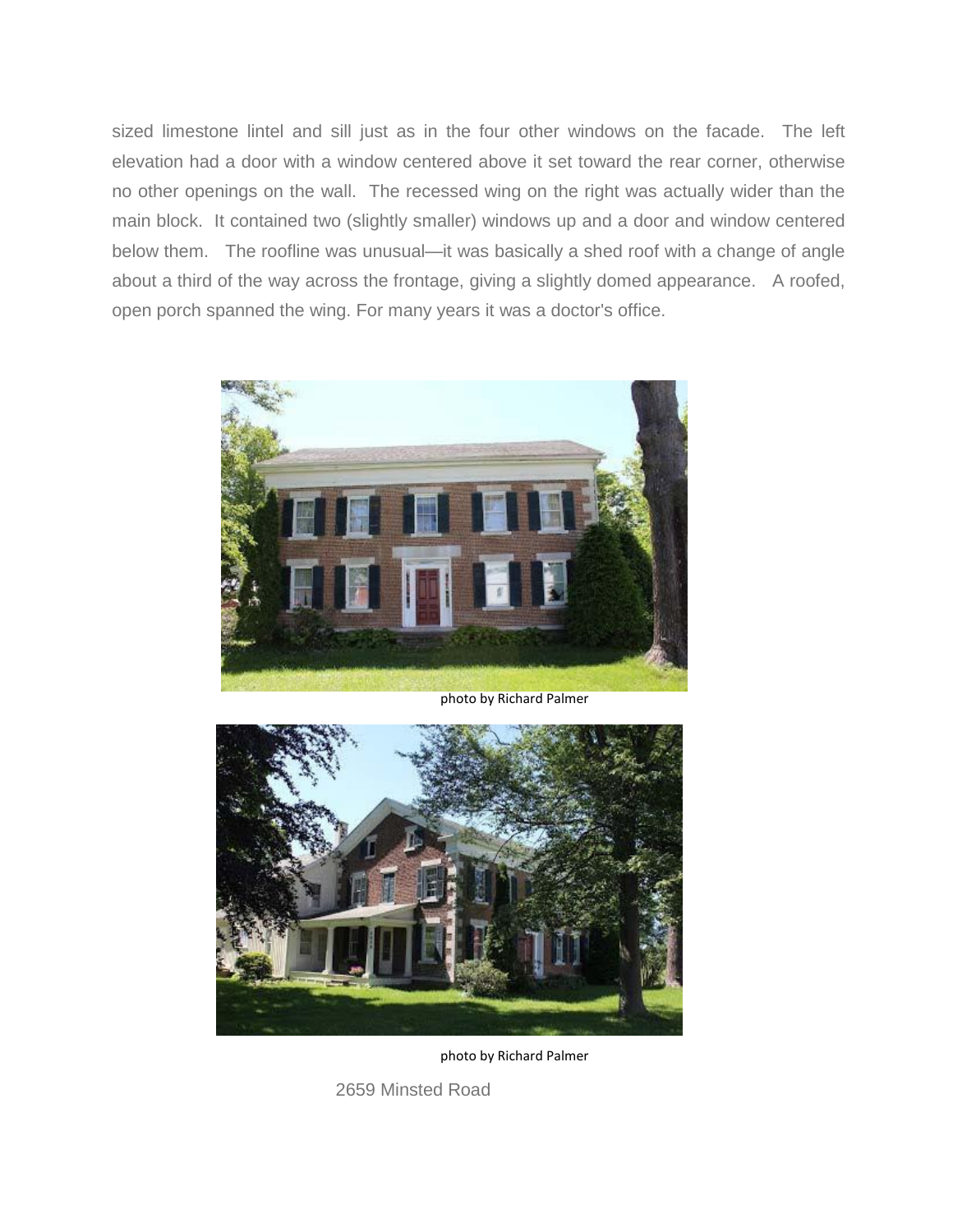sized limestone lintel and sill just as in the four other windows on the facade. The left elevation had a door with a window centered above it set toward the rear corner, otherwise no other openings on the wall. The recessed wing on the right was actually wider than the main block. It contained two (slightly smaller) windows up and a door and window centered below them. The roofline was unusual—it was basically a shed roof with a change of angle about a third of the way across the frontage, giving a slightly domed appearance. A roofed, open porch spanned the wing. For many years it was a doctor's office.

photo by Richard Palmer

photo by Richard Palmer

2659 Minsted Road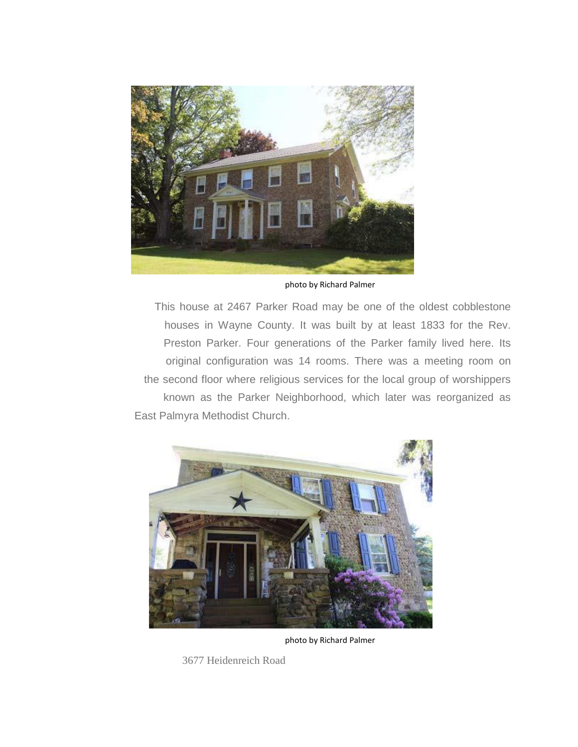photo by Richard Palmer

This house at 2467 Parker Road may be one of the oldest cobblestone houses in Wayne County. It was built by at least 1833 for the Rev. Preston Parker. Four generations of the Parker family lived here. Its original configuration was 14 rooms. There was a meeting room on the second floor where religious services for the local group of worshippers known as the Parker Neighborhood, which later was reorganized as East Palmyra Methodist Church.

photo by Richard Palmer

3677 Heidenreich Road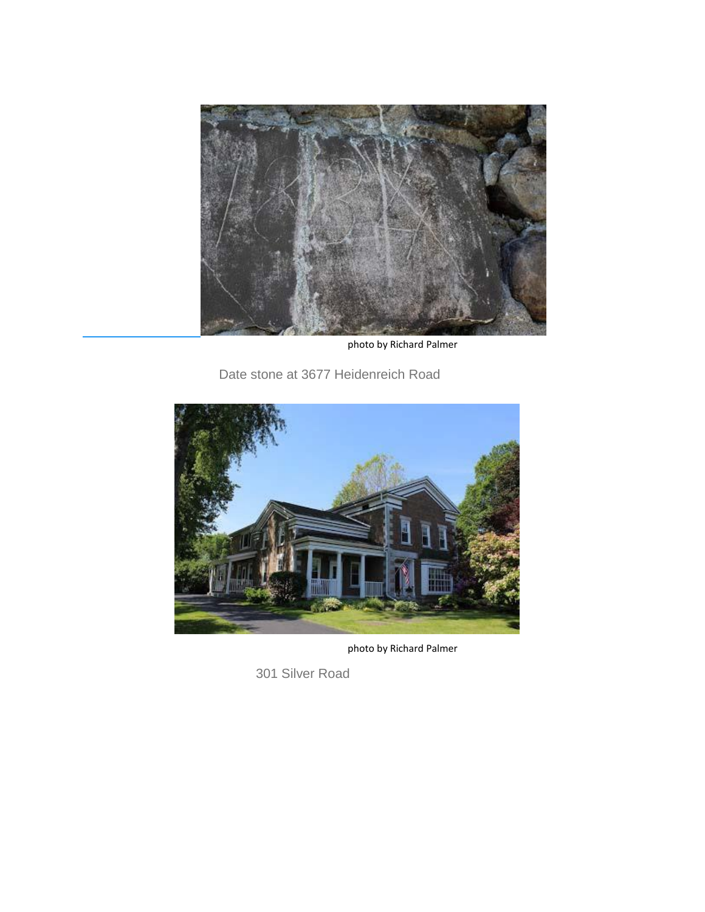photo by Richard Palmer

Date stone at 3677 Heidenreich Road

photo by Richard Palmer

301 Silver Road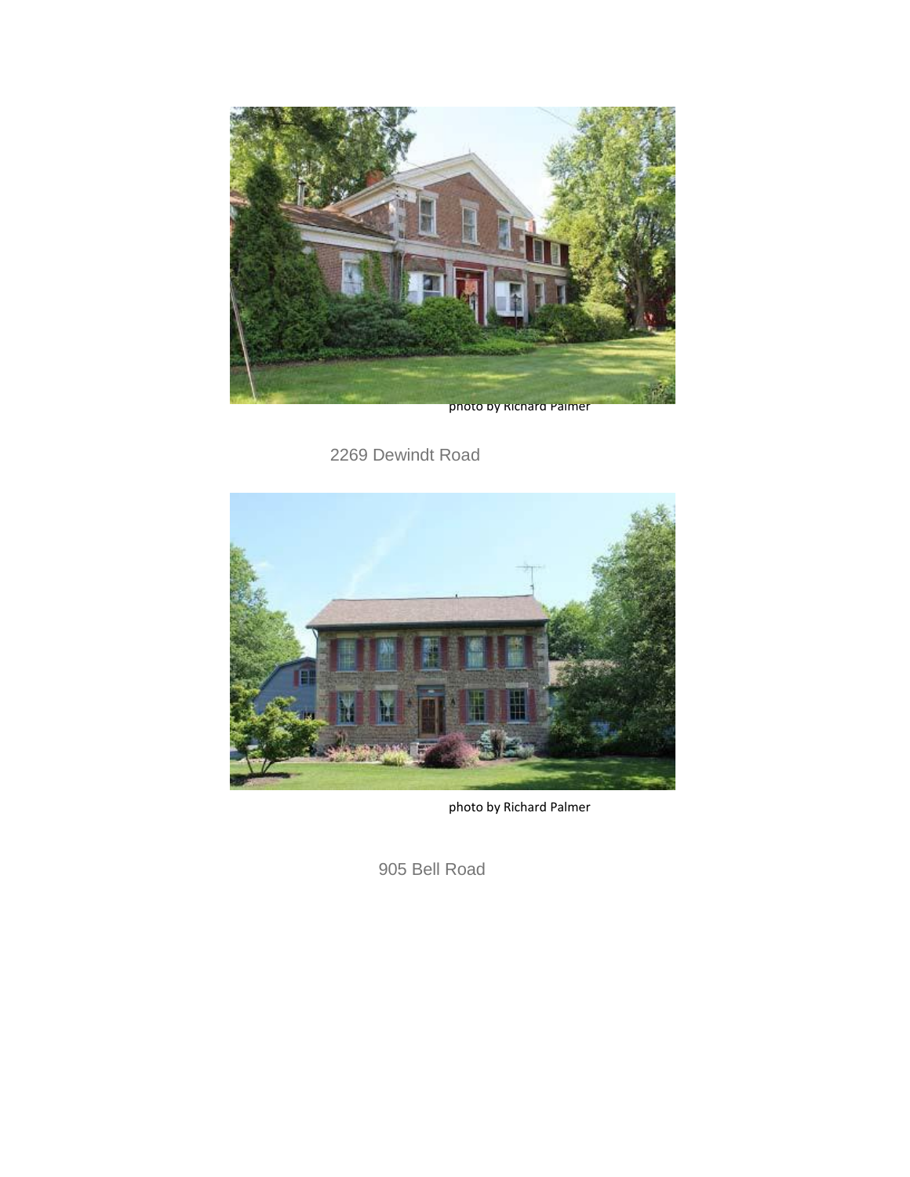photo by Richard Palmer

2269 Dewindt Road

photo by Richard Palmer

905 Bell Road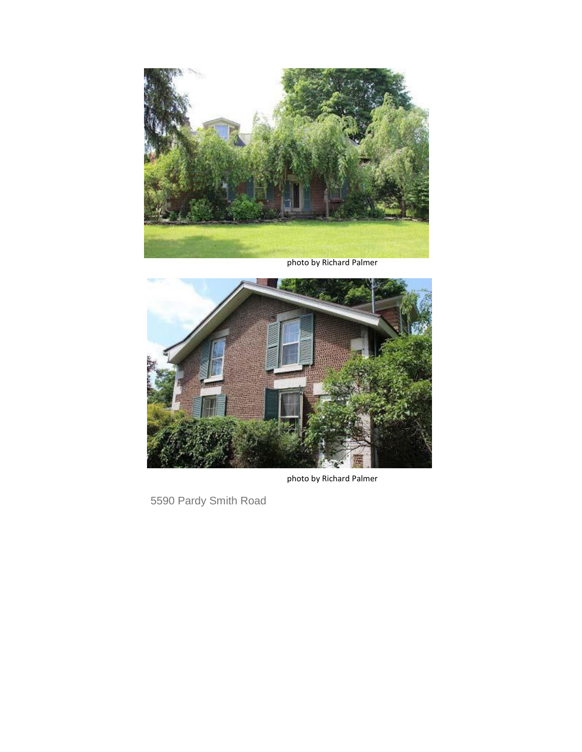photo by Richard Palmer

photo by Richard Palmer

5590 Pardy Smith Road